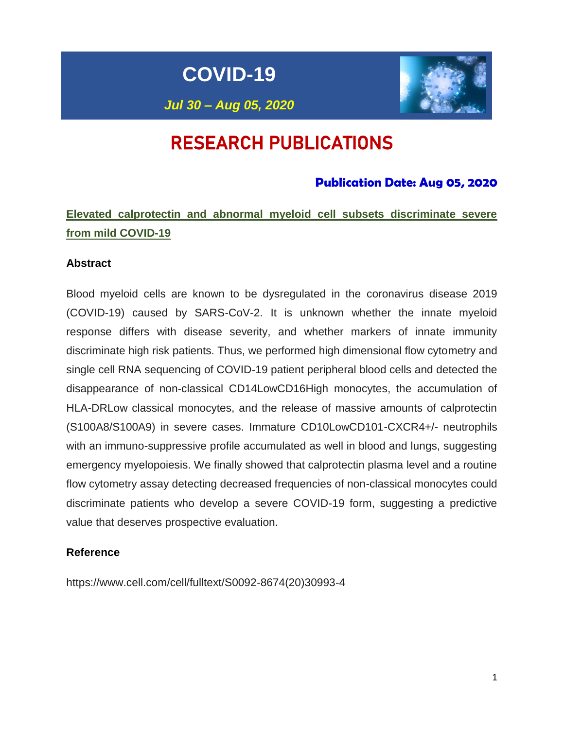# COVID-19

*Jul 30 – Aug 05, 2020*

# RESEARCH PUBLICATIONS

**Publication Date: Aug 05, 2020**

## Elevated calprotectin and abnormal myeloid cell subsets discriminate severe from mild COVID-19

### Abstract

Blood myeloid cells are known to be dysregulated in the coronavirus disease 2019 (COVID-19) caused by SARS-CoV-2. It is unknown whether the innate myeloid response differs with disease severity, and whether markers of innate immunity discriminate high risk patients. Thus, we performed high dimensional flow cytometry and single cell RNA sequencing of COVID-19 patient peripheral blood cells and detected the disappearance of non-classical CD14LowCD16High monocytes, the accumulation of HLA-DRLow classical monocytes, and the release of massive amounts of calprotectin (S100A8/S100A9) in severe cases. Immature CD10LowCD101-CXCR4+/- neutrophils with an immuno-suppressive profile accumulated as well in blood and lungs, suggesting emergency myelopoiesis. We finally showed that calprotectin plasma level and a routine flow cytometry assay detecting decreased frequencies of non-classical monocytes could discriminate patients who develop a severe COVID-19 form, suggesting a predictive value that deserves prospective evaluation.

### Reference

https://www.cell.com/cell/fulltext/S0092-8674(20)30993-4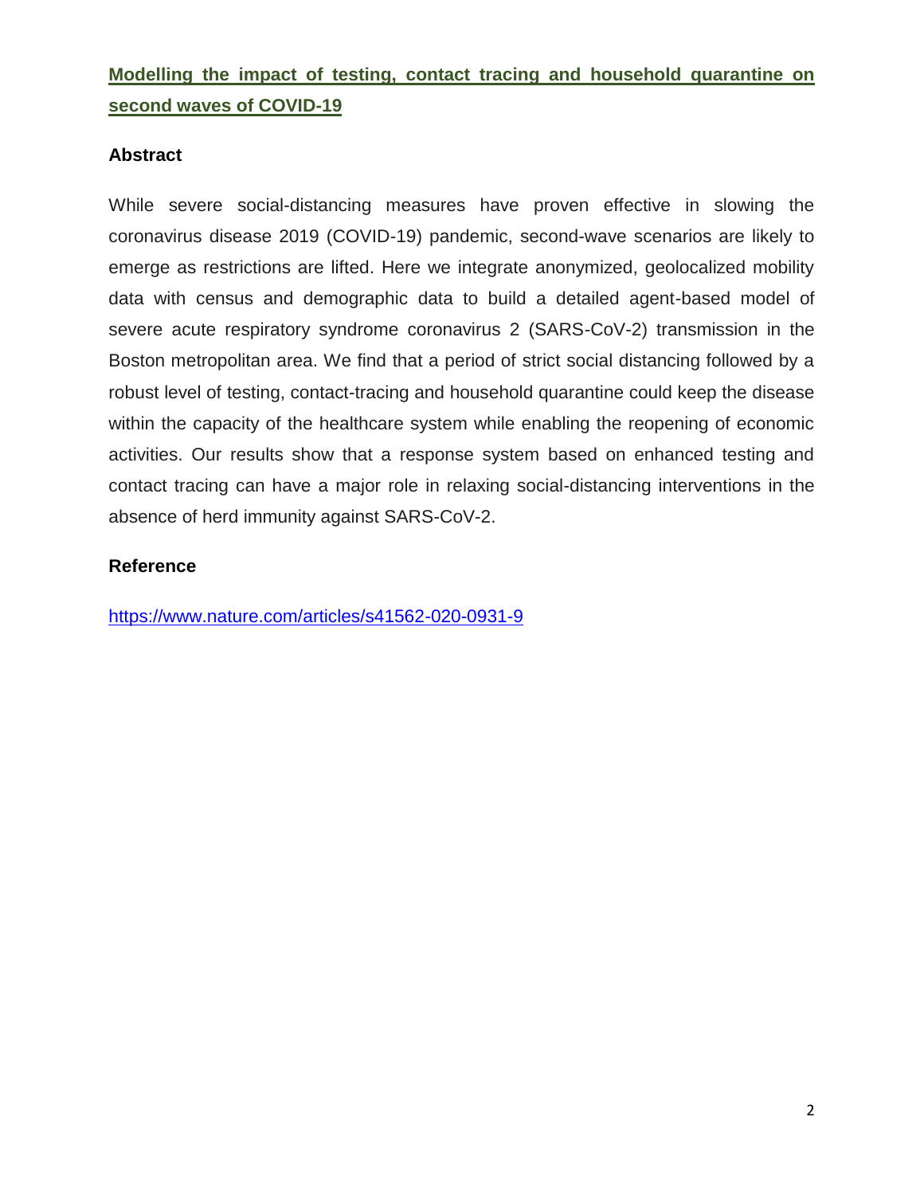# Modelling the impact of testing, contact tracing and household quarantine on second waves of COVID-19

## Abstract

While severe social-distancing measures have proven effective in slowing the coronavirus disease 2019 (COVID-19) pandemic, second-wave scenarios are likely to emerge as restrictions are lifted. Here we integrate anonymized, geolocalized mobility data with census and demographic data to build a detailed agent-based model of severe acute respiratory syndrome coronavirus 2 (SARS-CoV-2) transmission in the Boston metropolitan area. We find that a period of strict social distancing followed by a robust level of testing, contact-tracing and household quarantine could keep the disease within the capacity of the healthcare system while enabling the reopening of economic activities. Our results show that a response system based on enhanced testing and contact tracing can have a major role in relaxing social-distancing interventions in the absence of herd immunity against SARS-CoV-2.

## Reference

https://www.nature.com/articles/s41562-020-0931-9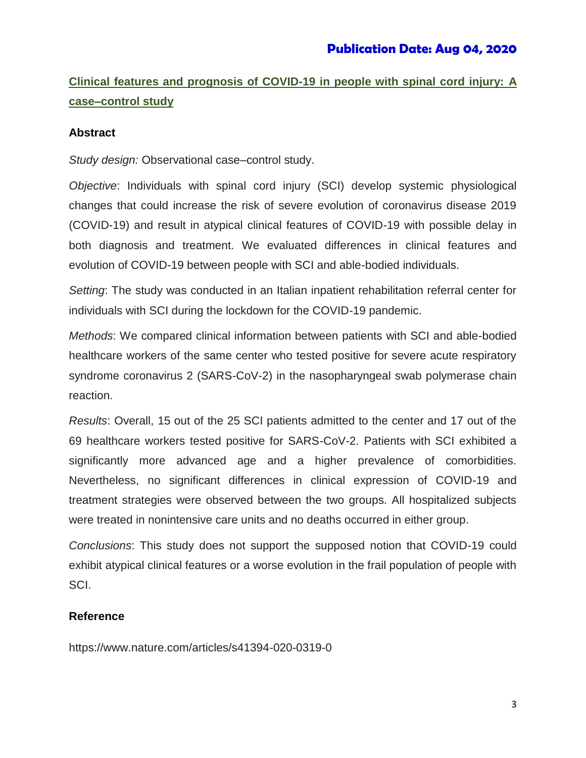**Publication Date: Aug 04, 2020**

## Clinical features and prognosis of COVID-19 in people with spinal cord injury: A case–control study

### Abstract

*Study design:* Observational case–control study.

*Objective*: Individuals with spinal cord injury (SCI) develop systemic physiological changes that could increase the risk of severe evolution of coronavirus disease 2019 (COVID-19) and result in atypical clinical features of COVID-19 with possible delay in both diagnosis and treatment. We evaluated differences in clinical features and evolution of COVID-19 between people with SCI and able-bodied individuals.

*Setting*: The study was conducted in an Italian inpatient rehabilitation referral center for individuals with SCI during the lockdown for the COVID-19 pandemic.

*Methods*: We compared clinical information between patients with SCI and able-bodied healthcare workers of the same center who tested positive for severe acute respiratory syndrome coronavirus 2 (SARS-CoV-2) in the nasopharyngeal swab polymerase chain reaction.

*Results*: Overall, 15 out of the 25 SCI patients admitted to the center and 17 out of the 69 healthcare workers tested positive for SARS-CoV-2. Patients with SCI exhibited a significantly more advanced age and a higher prevalence of comorbidities. Nevertheless, no significant differences in clinical expression of COVID-19 and treatment strategies were observed between the two groups. All hospitalized subjects were treated in nonintensive care units and no deaths occurred in either group.

*Conclusions*: This study does not support the supposed notion that COVID-19 could exhibit atypical clinical features or a worse evolution in the frail population of people with SCI.

### Reference

https://www.nature.com/articles/s41394-020-0319-0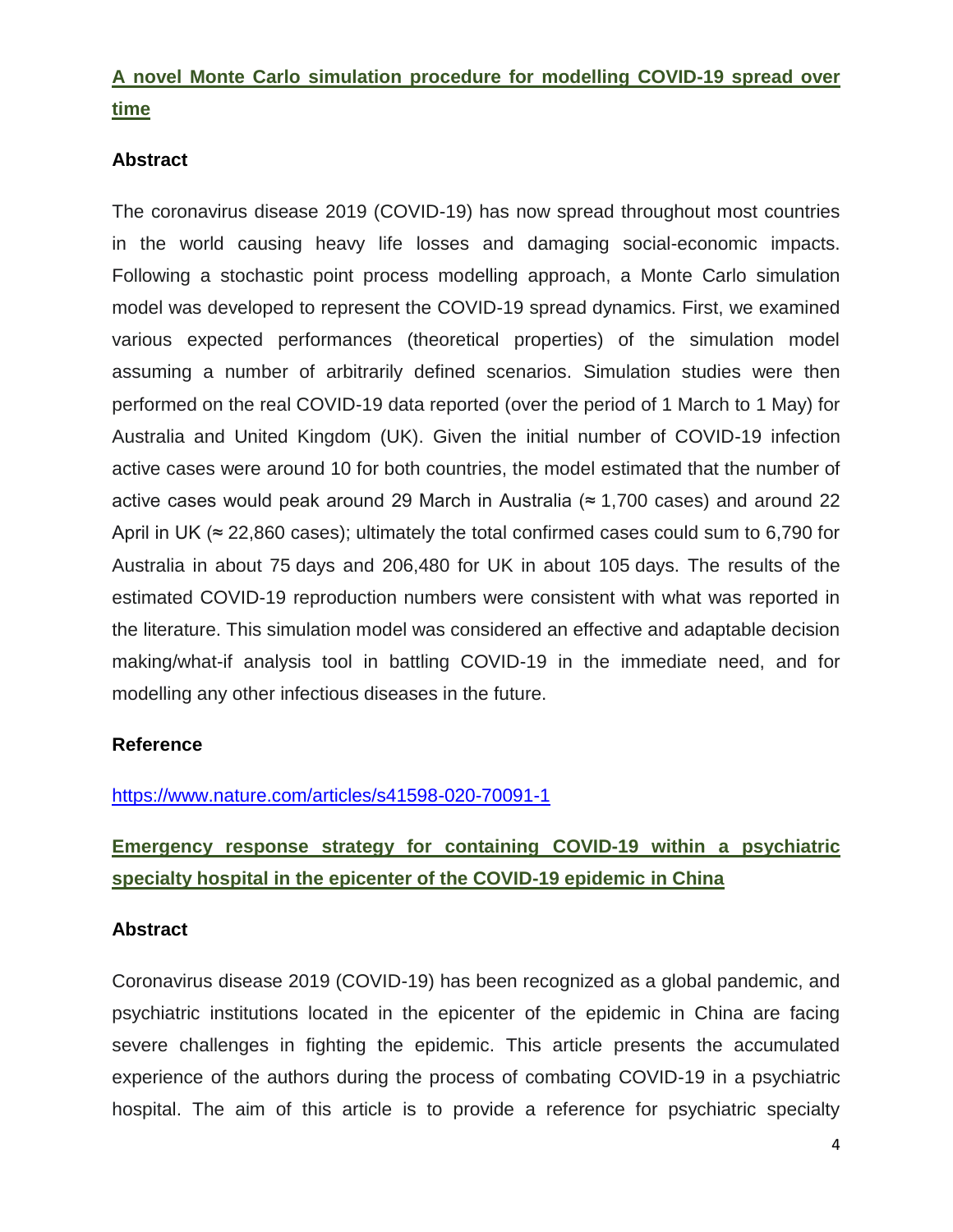## [A novel Monte Carlo simulation procedure for modelling COVID-19 spread over time](https://www.nature.com/articles/s41598-020-70091-1)

### Abstract

The coronavirus disease 2019 (COVID-19) has now spread throughout most countries in the world causing heavy life losses and damaging social-economic impacts. Following a stochastic point process modelling approach, a Monte Carlo simulation model was developed to represent the COVID-19 spread dynamics. First, we examined various expected performances (theoretical properties) of the simulation model assuming a number of arbitrarily defined scenarios. Simulation studies were then performed on the real COVID-19 data reported (over the period of 1 March to 1 May) for Australia and United Kingdom (UK). Given the initial number of COVID-19 infection active cases were around 10 for both countries, the model estimated that the number of active cases would peak around 29 March in Australia (≈ 1,700 cases) and around 22 April in UK (≈ 22,860 cases); ultimately the total confirmed cases could sum to 6,790 for Australia in about 75 days and 206,480 for UK in about 105 days. The results of the estimated COVID-19 reproduction numbers were consistent with what was reported in the literature. This simulation model was considered an effective and adaptable decision making/what-if analysis tool in battling COVID-19 in the immediate need, and for modelling any other infectious diseases in the future.

### Reference

https://www.nature.com/articles/s41598-020-70091-1

## Emergency response strategy for containing COVID-19 within a psychiatric specialty hospital in the epicenter of the COVID-19 epidemic in China

### Abstract

Coronavirus disease 2019 (COVID-19) has been recognized as a global pandemic, and psychiatric institutions located in the epicenter of the epidemic in China are facing severe challenges in fighting the epidemic. This article presents the accumulated experience of the authors during the process of combating COVID-19 in a psychiatric hospital. The aim of this article is to provide a reference for psychiatric specialty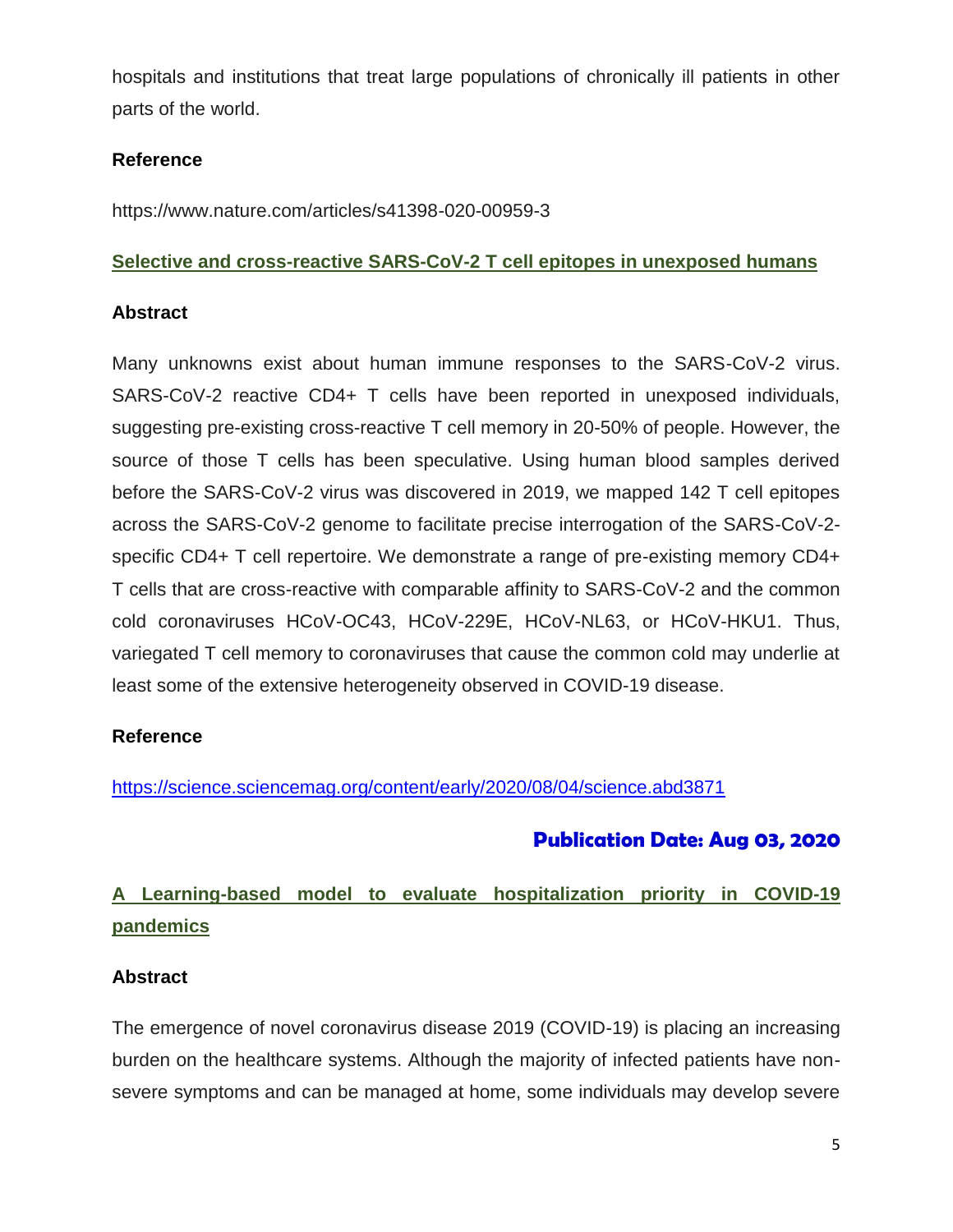hospitals and institutions that treat large populations of chronically ill patients in other parts of the world.

**Reference**

https://www.nature.com/articles/s41398-020-00959-3

## Selective and cross-reactive SARS-CoV-2 T cell epitopes in unexposed humans

**Abstract**

Many unknowns exist about human immune responses to the SARS-CoV-2 virus. SARS-CoV-2 reactive CD4+ T cells have been reported in unexposed individuals, suggesting pre-existing cross-reactive T cell memory in 20-50% of people. However, the source of those T cells has been speculative. Using human blood samples derived before the SARS-CoV-2 virus was discovered in 2019, we mapped 142 T cell epitopes across the SARS-CoV-2 genome to facilitate precise interrogation of the SARS-CoV-2-specific CD4+ T cell repertoire. We demonstrate a range of pre-existing memory CD4+ T cells that are cross-reactive with comparable affinity to SARS-CoV-2 and the common cold coronaviruses HCoV-OC43, HCoV-229E, HCoV-NL63, or HCoV-HKU1. Thus, variegated T cell memory to coronaviruses that cause the common cold may underlie at least some of the extensive heterogeneity observed in COVID-19 disease.

**Reference**

https://science.sciencemag.org/content/early/2020/08/04/science.abd3871

**Publication Date: Aug 03, 2020**

## A Learning-based model to evaluate hospitalization priority in COVID-19 pandemics

**Abstract**

The emergence of novel coronavirus disease 2019 (COVID-19) is placing an increasing burden on the healthcare systems. Although the majority of infected patients have non-severe symptoms and can be managed at home, some individuals may develop severe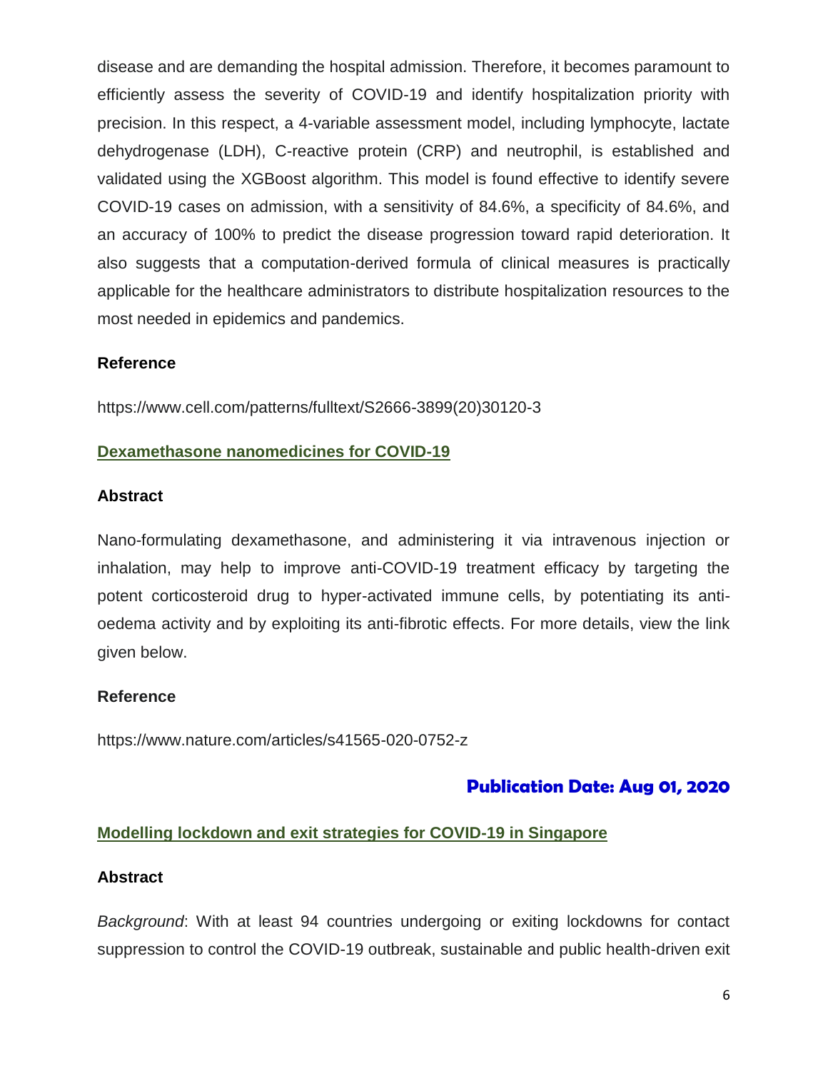disease and are demanding the hospital admission. Therefore, it becomes paramount to efficiently assess the severity of COVID-19 and identify hospitalization priority with precision. In this respect, a 4-variable assessment model, including lymphocyte, lactate dehydrogenase (LDH), C-reactive protein (CRP) and neutrophil, is established and validated using the XGBoost algorithm. This model is found effective to identify severe COVID-19 cases on admission, with a sensitivity of 84.6%, a specificity of 84.6%, and an accuracy of 100% to predict the disease progression toward rapid deterioration. It also suggests that a computation-derived formula of clinical measures is practically applicable for the healthcare administrators to distribute hospitalization resources to the most needed in epidemics and pandemics.

**Reference**

https://www.cell.com/patterns/fulltext/S2666-3899(20)30120-3

## Dexamethasone nanomedicines for COVID-19

**Abstract**

Nano-formulating dexamethasone, and administering it via intravenous injection or inhalation, may help to improve anti-COVID-19 treatment efficacy by targeting the potent corticosteroid drug to hyper-activated immune cells, by potentiating its anti-oedema activity and by exploiting its anti-fibrotic effects. For more details, view the link given below.

**Reference**

https://www.nature.com/articles/s41565-020-0752-z

**Publication Date: Aug 01, 2020**

## Modelling lockdown and exit strategies for COVID-19 in Singapore

**Abstract**

*Background*: With at least 94 countries undergoing or exiting lockdowns for contact suppression to control the COVID-19 outbreak, sustainable and public health-driven exit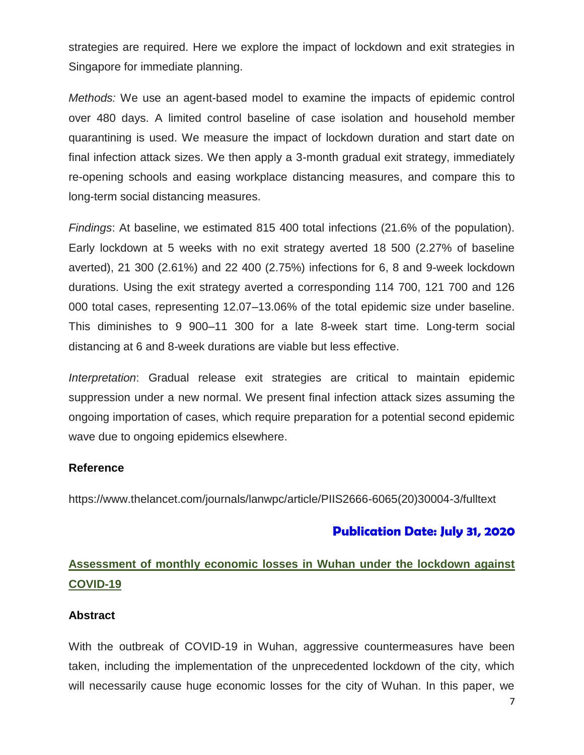strategies are required. Here we explore the impact of lockdown and exit strategies in Singapore for immediate planning.

*Methods:* We use an agent-based model to examine the impacts of epidemic control over 480 days. A limited control baseline of case isolation and household member quarantining is used. We measure the impact of lockdown duration and start date on final infection attack sizes. We then apply a 3-month gradual exit strategy, immediately re-opening schools and easing workplace distancing measures, and compare this to long-term social distancing measures.

*Findings*: At baseline, we estimated 815 400 total infections (21.6% of the population). Early lockdown at 5 weeks with no exit strategy averted 18 500 (2.27% of baseline averted), 21 300 (2.61%) and 22 400 (2.75%) infections for 6, 8 and 9-week lockdown durations. Using the exit strategy averted a corresponding 114 700, 121 700 and 126 000 total cases, representing 12.07–13.06% of the total epidemic size under baseline. This diminishes to 9 900–11 300 for a late 8-week start time. Long-term social distancing at 6 and 8-week durations are viable but less effective.

*Interpretation*: Gradual release exit strategies are critical to maintain epidemic suppression under a new normal. We present final infection attack sizes assuming the ongoing importation of cases, which require preparation for a potential second epidemic wave due to ongoing epidemics elsewhere.

**Reference**

https://www.thelancet.com/journals/lanwpc/article/PIIS2666-6065(20)30004-3/fulltext

**Publication Date: July 31, 2020**

## Assessment of monthly economic losses in Wuhan under the lockdown against COVID-19

**Abstract**

With the outbreak of COVID-19 in Wuhan, aggressive countermeasures have been taken, including the implementation of the unprecedented lockdown of the city, which will necessarily cause huge economic losses for the city of Wuhan. In this paper, we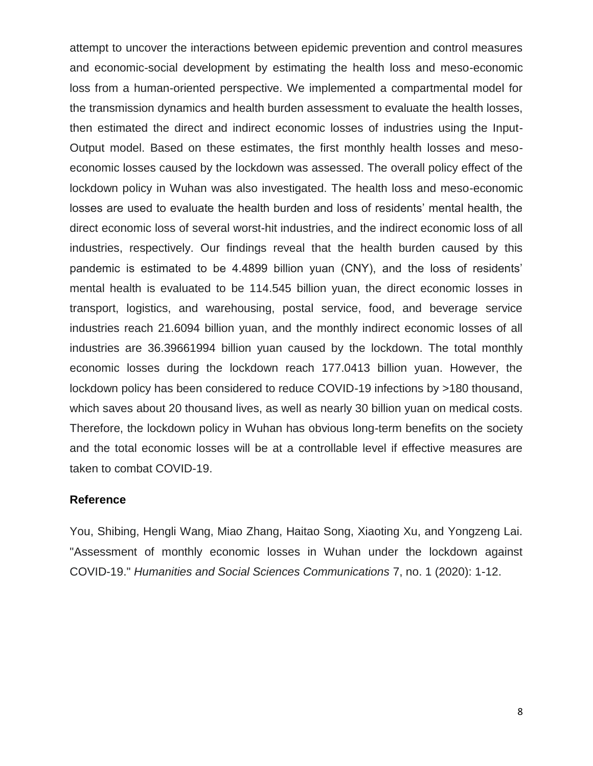attempt to uncover the interactions between epidemic prevention and control measures and economic-social development by estimating the health loss and meso-economic loss from a human-oriented perspective. We implemented a compartmental model for the transmission dynamics and health burden assessment to evaluate the health losses, then estimated the direct and indirect economic losses of industries using the Input-Output model. Based on these estimates, the first monthly health losses and meso-economic losses caused by the lockdown was assessed. The overall policy effect of the lockdown policy in Wuhan was also investigated. The health loss and meso-economic losses are used to evaluate the health burden and loss of residents' mental health, the direct economic loss of several worst-hit industries, and the indirect economic loss of all industries, respectively. Our findings reveal that the health burden caused by this pandemic is estimated to be 4.4899 billion yuan (CNY), and the loss of residents' mental health is evaluated to be 114.545 billion yuan, the direct economic losses in transport, logistics, and warehousing, postal service, food, and beverage service industries reach 21.6094 billion yuan, and the monthly indirect economic losses of all industries are 36.39661994 billion yuan caused by the lockdown. The total monthly economic losses during the lockdown reach 177.0413 billion yuan. However, the lockdown policy has been considered to reduce COVID-19 infections by >180 thousand, which saves about 20 thousand lives, as well as nearly 30 billion yuan on medical costs. Therefore, the lockdown policy in Wuhan has obvious long-term benefits on the society and the total economic losses will be at a controllable level if effective measures are taken to combat COVID-19.

### Reference

You, Shibing, Hengli Wang, Miao Zhang, Haitao Song, Xiaoting Xu, and Yongzeng Lai. "Assessment of monthly economic losses in Wuhan under the lockdown against COVID-19." *Humanities and Social Sciences Communications* 7, no. 1 (2020): 1-12.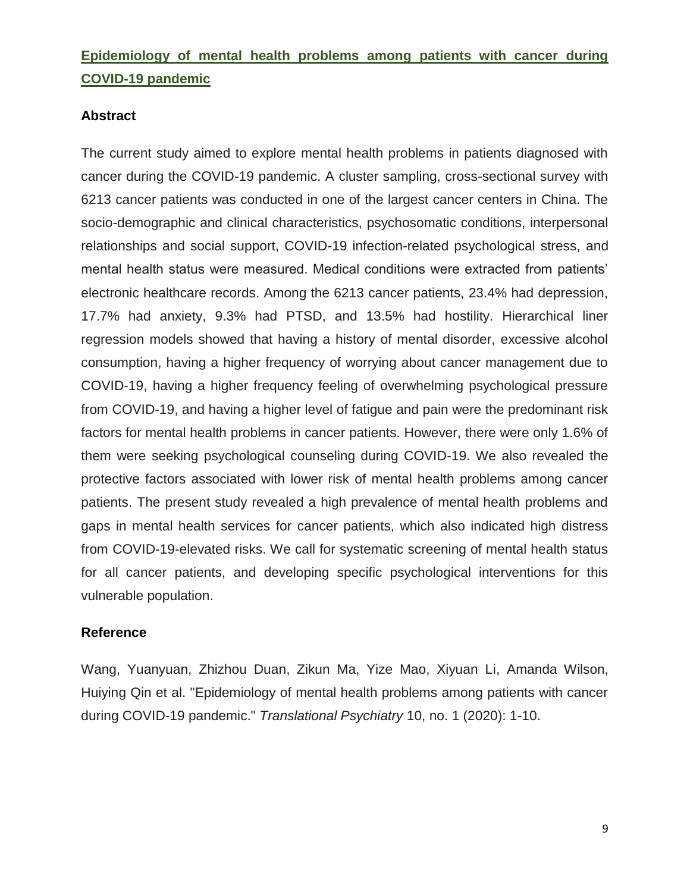## Epidemiology of mental health problems among patients with cancer during COVID-19 pandemic

### Abstract

The current study aimed to explore mental health problems in patients diagnosed with cancer during the COVID-19 pandemic. A cluster sampling, cross-sectional survey with 6213 cancer patients was conducted in one of the largest cancer centers in China. The socio-demographic and clinical characteristics, psychosomatic conditions, interpersonal relationships and social support, COVID-19 infection-related psychological stress, and mental health status were measured. Medical conditions were extracted from patients' electronic healthcare records. Among the 6213 cancer patients, 23.4% had depression, 17.7% had anxiety, 9.3% had PTSD, and 13.5% had hostility. Hierarchical liner regression models showed that having a history of mental disorder, excessive alcohol consumption, having a higher frequency of worrying about cancer management due to COVID-19, having a higher frequency feeling of overwhelming psychological pressure from COVID-19, and having a higher level of fatigue and pain were the predominant risk factors for mental health problems in cancer patients. However, there were only 1.6% of them were seeking psychological counseling during COVID-19. We also revealed the protective factors associated with lower risk of mental health problems among cancer patients. The present study revealed a high prevalence of mental health problems and gaps in mental health services for cancer patients, which also indicated high distress from COVID-19-elevated risks. We call for systematic screening of mental health status for all cancer patients, and developing specific psychological interventions for this vulnerable population.

### Reference

Wang, Yuanyuan, Zhizhou Duan, Zikun Ma, Yize Mao, Xiyuan Li, Amanda Wilson, Huiying Qin et al. "Epidemiology of mental health problems among patients with cancer during COVID-19 pandemic." *Translational Psychiatry* 10, no. 1 (2020): 1-10.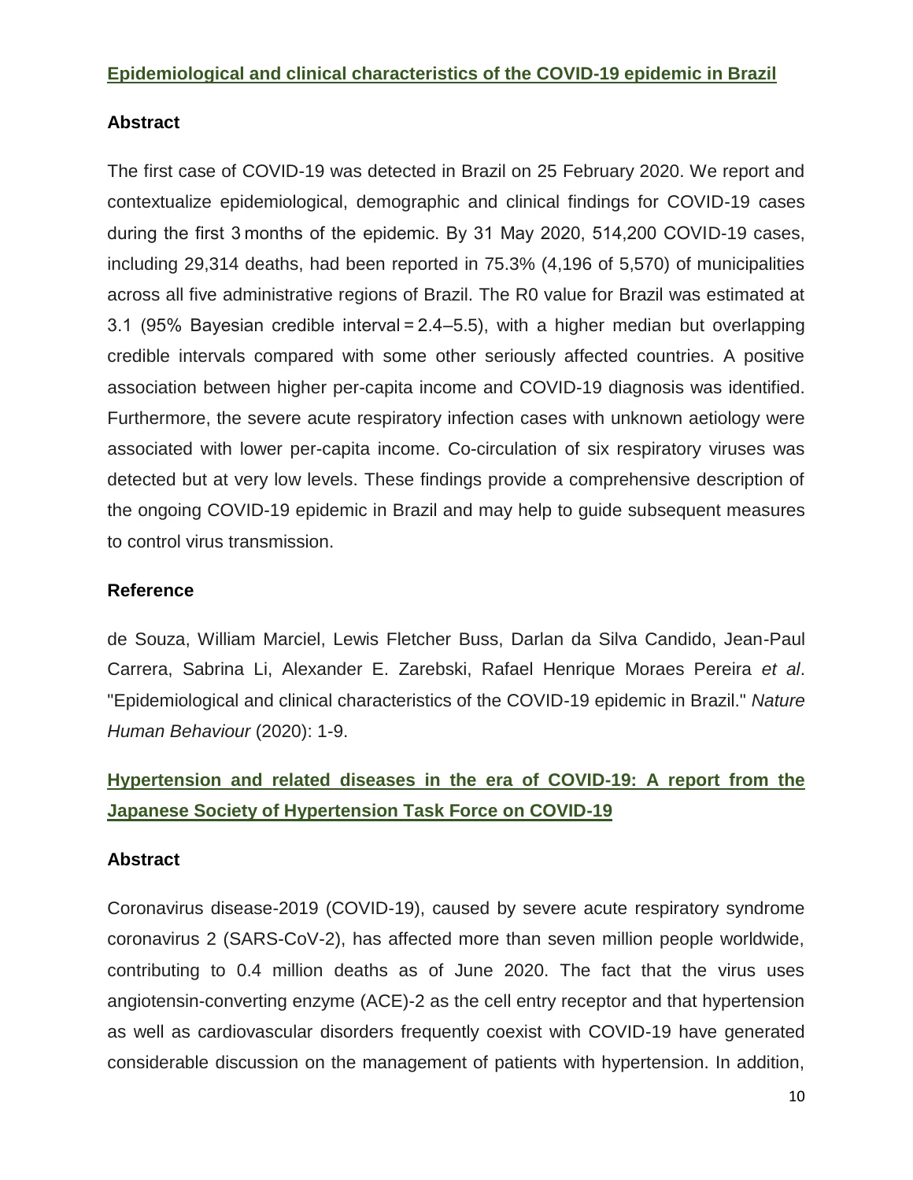## Epidemiological and clinical characteristics of the COVID-19 epidemic in Brazil

### Abstract

The first case of COVID-19 was detected in Brazil on 25 February 2020. We report and contextualize epidemiological, demographic and clinical findings for COVID-19 cases during the first 3 months of the epidemic. By 31 May 2020, 514,200 COVID-19 cases, including 29,314 deaths, had been reported in 75.3% (4,196 of 5,570) of municipalities across all five administrative regions of Brazil. The R0 value for Brazil was estimated at 3.1 (95% Bayesian credible interval = 2.4–5.5), with a higher median but overlapping credible intervals compared with some other seriously affected countries. A positive association between higher per-capita income and COVID-19 diagnosis was identified. Furthermore, the severe acute respiratory infection cases with unknown aetiology were associated with lower per-capita income. Co-circulation of six respiratory viruses was detected but at very low levels. These findings provide a comprehensive description of the ongoing COVID-19 epidemic in Brazil and may help to guide subsequent measures to control virus transmission.

### Reference

de Souza, William Marciel, Lewis Fletcher Buss, Darlan da Silva Candido, Jean-Paul Carrera, Sabrina Li, Alexander E. Zarebski, Rafael Henrique Moraes Pereira *et al*. "Epidemiological and clinical characteristics of the COVID-19 epidemic in Brazil." *Nature Human Behaviour* (2020): 1-9.

## Hypertension and related diseases in the era of COVID-19: A report from the Japanese Society of Hypertension Task Force on COVID-19

### Abstract

Coronavirus disease-2019 (COVID-19), caused by severe acute respiratory syndrome coronavirus 2 (SARS-CoV-2), has affected more than seven million people worldwide, contributing to 0.4 million deaths as of June 2020. The fact that the virus uses angiotensin-converting enzyme (ACE)-2 as the cell entry receptor and that hypertension as well as cardiovascular disorders frequently coexist with COVID-19 have generated considerable discussion on the management of patients with hypertension. In addition,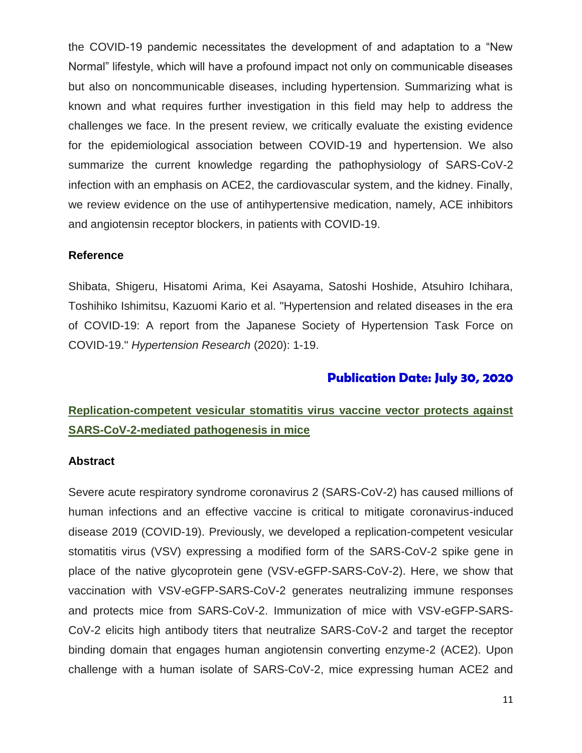the COVID-19 pandemic necessitates the development of and adaptation to a "New Normal" lifestyle, which will have a profound impact not only on communicable diseases but also on noncommunicable diseases, including hypertension. Summarizing what is known and what requires further investigation in this field may help to address the challenges we face. In the present review, we critically evaluate the existing evidence for the epidemiological association between COVID-19 and hypertension. We also summarize the current knowledge regarding the pathophysiology of SARS-CoV-2 infection with an emphasis on ACE2, the cardiovascular system, and the kidney. Finally, we review evidence on the use of antihypertensive medication, namely, ACE inhibitors and angiotensin receptor blockers, in patients with COVID-19.

### Reference

Shibata, Shigeru, Hisatomi Arima, Kei Asayama, Satoshi Hoshide, Atsuhiro Ichihara, Toshihiko Ishimitsu, Kazuomi Kario et al. "Hypertension and related diseases in the era of COVID-19: A report from the Japanese Society of Hypertension Task Force on COVID-19." *Hypertension Research* (2020): 1-19.

**Publication Date: July 30, 2020**

## Replication-competent vesicular stomatitis virus vaccine vector protects against SARS-CoV-2-mediated pathogenesis in mice

### Abstract

Severe acute respiratory syndrome coronavirus 2 (SARS-CoV-2) has caused millions of human infections and an effective vaccine is critical to mitigate coronavirus-induced disease 2019 (COVID-19). Previously, we developed a replication-competent vesicular stomatitis virus (VSV) expressing a modified form of the SARS-CoV-2 spike gene in place of the native glycoprotein gene (VSV-eGFP-SARS-CoV-2). Here, we show that vaccination with VSV-eGFP-SARS-CoV-2 generates neutralizing immune responses and protects mice from SARS-CoV-2. Immunization of mice with VSV-eGFP-SARS-CoV-2 elicits high antibody titers that neutralize SARS-CoV-2 and target the receptor binding domain that engages human angiotensin converting enzyme-2 (ACE2). Upon challenge with a human isolate of SARS-CoV-2, mice expressing human ACE2 and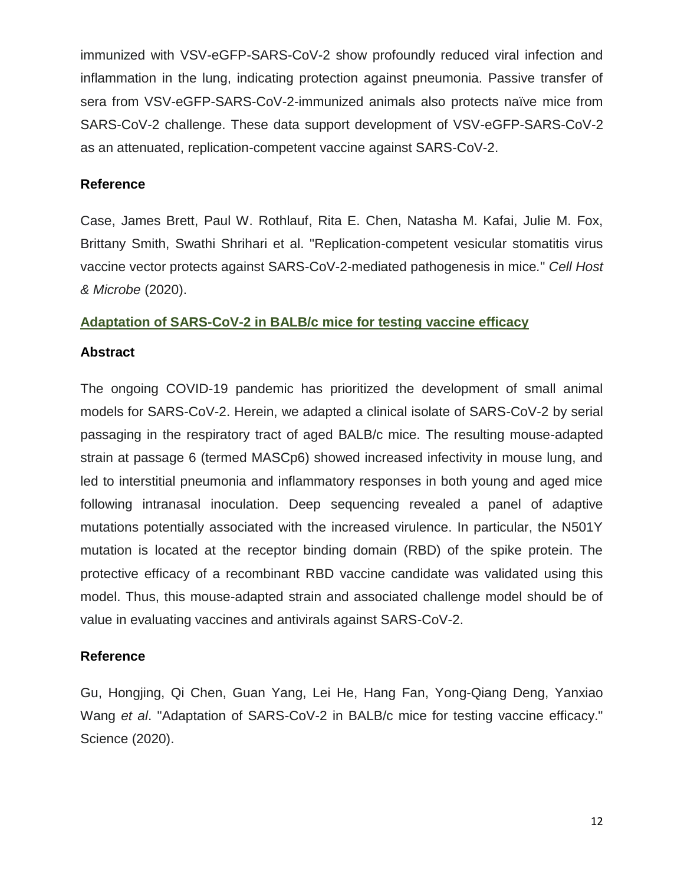immunized with VSV-eGFP-SARS-CoV-2 show profoundly reduced viral infection and inflammation in the lung, indicating protection against pneumonia. Passive transfer of sera from VSV-eGFP-SARS-CoV-2-immunized animals also protects naïve mice from SARS-CoV-2 challenge. These data support development of VSV-eGFP-SARS-CoV-2 as an attenuated, replication-competent vaccine against SARS-CoV-2.

**Reference**

Case, James Brett, Paul W. Rothlauf, Rita E. Chen, Natasha M. Kafai, Julie M. Fox, Brittany Smith, Swathi Shrihari et al. "Replication-competent vesicular stomatitis virus vaccine vector protects against SARS-CoV-2-mediated pathogenesis in mice." *Cell Host & Microbe* (2020).

## Adaptation of SARS-CoV-2 in BALB/c mice for testing vaccine efficacy

**Abstract**

The ongoing COVID-19 pandemic has prioritized the development of small animal models for SARS-CoV-2. Herein, we adapted a clinical isolate of SARS-CoV-2 by serial passaging in the respiratory tract of aged BALB/c mice. The resulting mouse-adapted strain at passage 6 (termed MASCp6) showed increased infectivity in mouse lung, and led to interstitial pneumonia and inflammatory responses in both young and aged mice following intranasal inoculation. Deep sequencing revealed a panel of adaptive mutations potentially associated with the increased virulence. In particular, the N501Y mutation is located at the receptor binding domain (RBD) of the spike protein. The protective efficacy of a recombinant RBD vaccine candidate was validated using this model. Thus, this mouse-adapted strain and associated challenge model should be of value in evaluating vaccines and antivirals against SARS-CoV-2.

**Reference**

Gu, Hongjing, Qi Chen, Guan Yang, Lei He, Hang Fan, Yong-Qiang Deng, Yanxiao Wang *et al*. "Adaptation of SARS-CoV-2 in BALB/c mice for testing vaccine efficacy." Science (2020).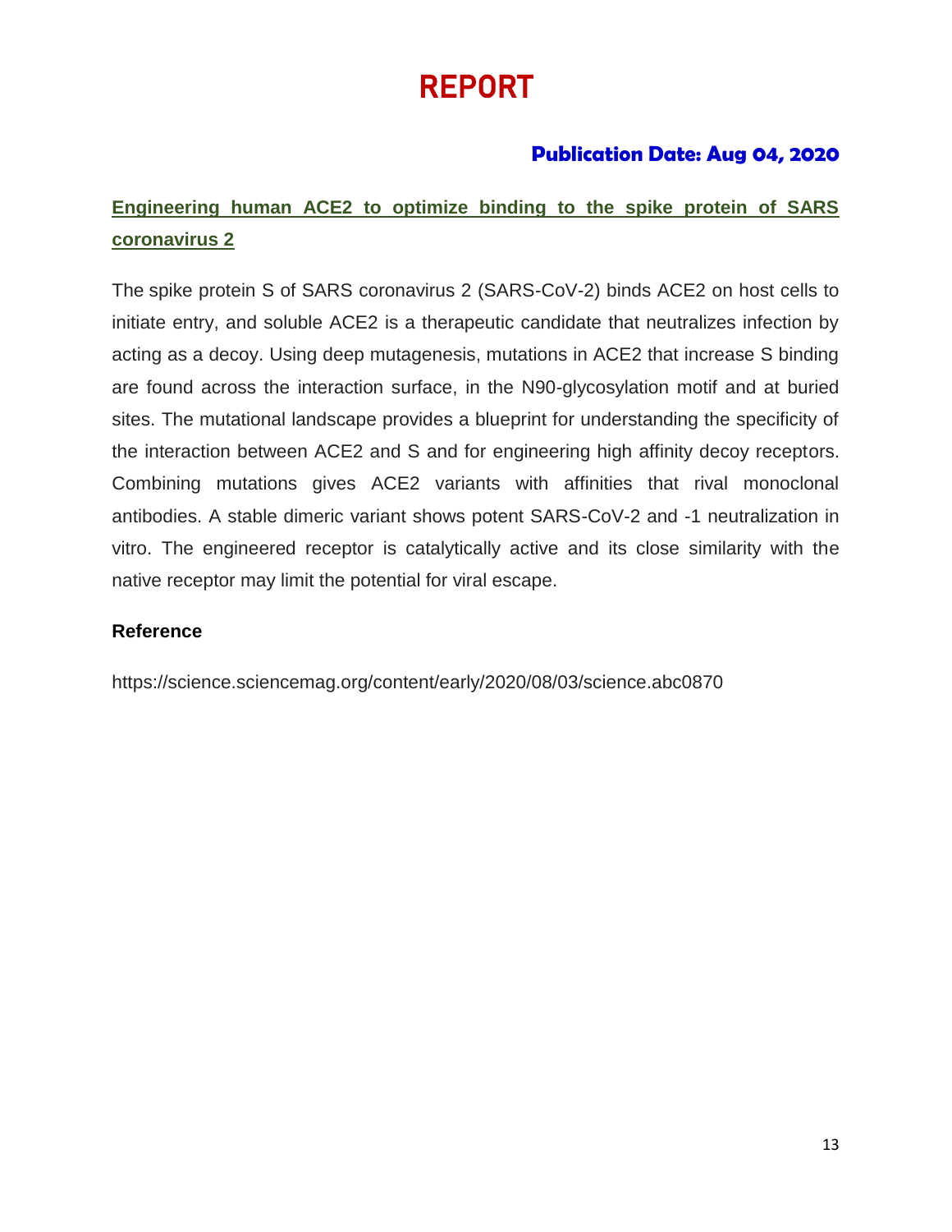# REPORT

**Publication Date: Aug 04, 2020**

## Engineering human ACE2 to optimize binding to the spike protein of SARS coronavirus 2

The spike protein S of SARS coronavirus 2 (SARS-CoV-2) binds ACE2 on host cells to initiate entry, and soluble ACE2 is a therapeutic candidate that neutralizes infection by acting as a decoy. Using deep mutagenesis, mutations in ACE2 that increase S binding are found across the interaction surface, in the N90-glycosylation motif and at buried sites. The mutational landscape provides a blueprint for understanding the specificity of the interaction between ACE2 and S and for engineering high affinity decoy receptors. Combining mutations gives ACE2 variants with affinities that rival monoclonal antibodies. A stable dimeric variant shows potent SARS-CoV-2 and -1 neutralization in vitro. The engineered receptor is catalytically active and its close similarity with the native receptor may limit the potential for viral escape.

**Reference**

https://science.sciencemag.org/content/early/2020/08/03/science.abc0870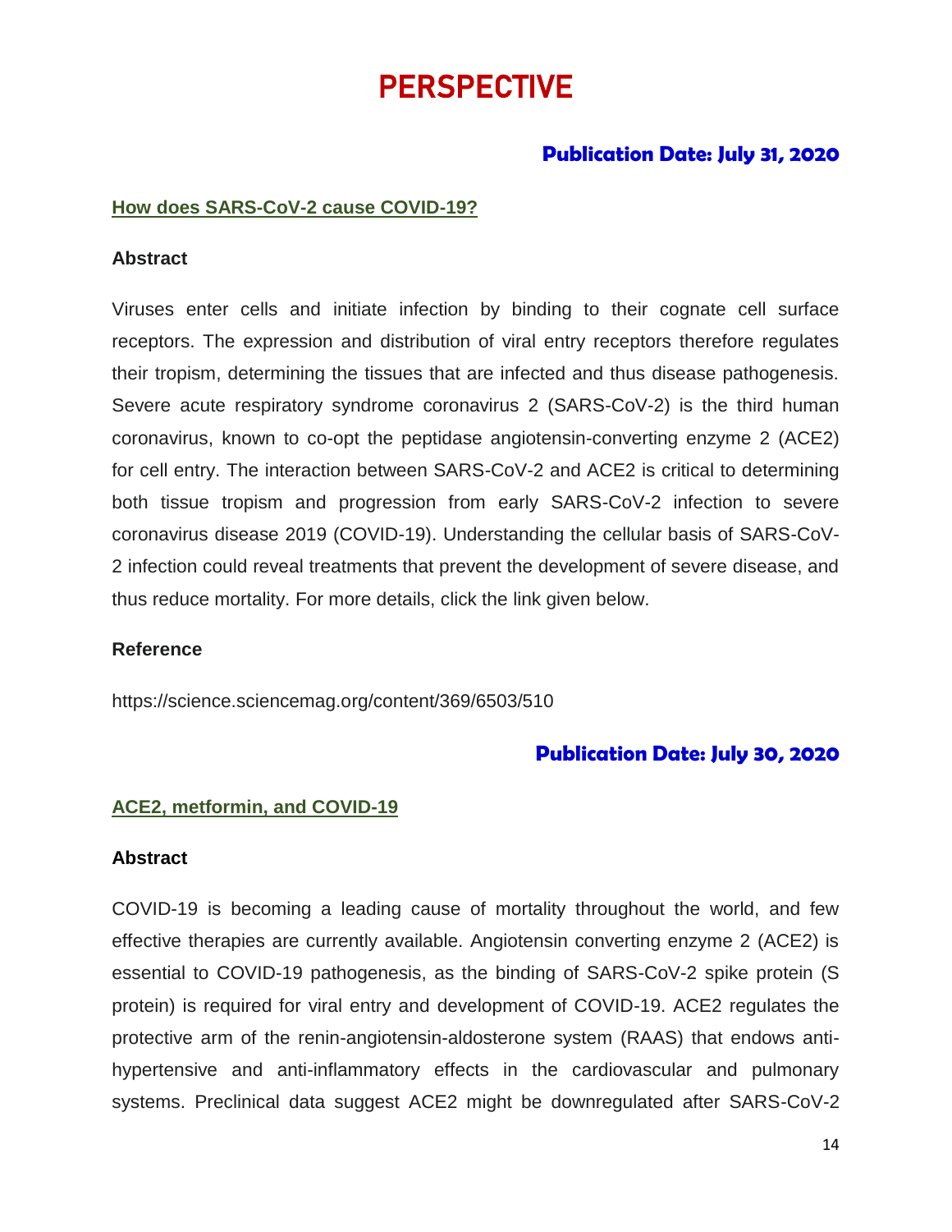# PERSPECTIVE

**Publication Date: July 31, 2020**

## How does SARS-CoV-2 cause COVID-19?

### Abstract

Viruses enter cells and initiate infection by binding to their cognate cell surface receptors. The expression and distribution of viral entry receptors therefore regulates their tropism, determining the tissues that are infected and thus disease pathogenesis. Severe acute respiratory syndrome coronavirus 2 (SARS-CoV-2) is the third human coronavirus, known to co-opt the peptidase angiotensin-converting enzyme 2 (ACE2) for cell entry. The interaction between SARS-CoV-2 and ACE2 is critical to determining both tissue tropism and progression from early SARS-CoV-2 infection to severe coronavirus disease 2019 (COVID-19). Understanding the cellular basis of SARS-CoV-2 infection could reveal treatments that prevent the development of severe disease, and thus reduce mortality. For more details, click the link given below.

### Reference

https://science.sciencemag.org/content/369/6503/510

**Publication Date: July 30, 2020**

## ACE2, metformin, and COVID-19

### Abstract

COVID-19 is becoming a leading cause of mortality throughout the world, and few effective therapies are currently available. Angiotensin converting enzyme 2 (ACE2) is essential to COVID-19 pathogenesis, as the binding of SARS-CoV-2 spike protein (S protein) is required for viral entry and development of COVID-19. ACE2 regulates the protective arm of the renin-angiotensin-aldosterone system (RAAS) that endows anti-hypertensive and anti-inflammatory effects in the cardiovascular and pulmonary systems. Preclinical data suggest ACE2 might be downregulated after SARS-CoV-2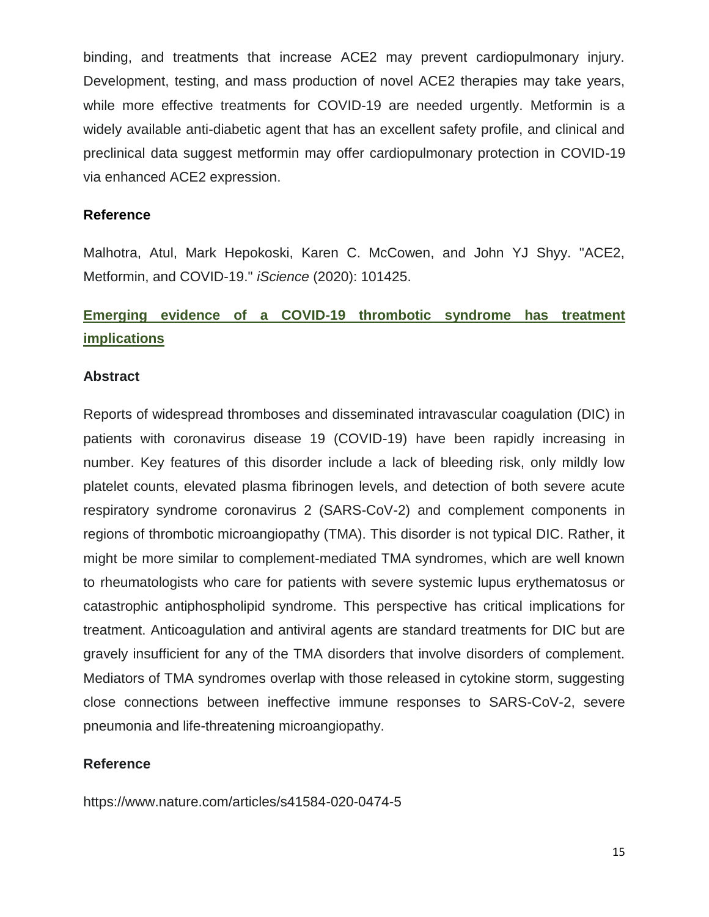binding, and treatments that increase ACE2 may prevent cardiopulmonary injury. Development, testing, and mass production of novel ACE2 therapies may take years, while more effective treatments for COVID-19 are needed urgently. Metformin is a widely available anti-diabetic agent that has an excellent safety profile, and clinical and preclinical data suggest metformin may offer cardiopulmonary protection in COVID-19 via enhanced ACE2 expression.

### Reference

Malhotra, Atul, Mark Hepokoski, Karen C. McCowen, and John YJ Shyy. "ACE2, Metformin, and COVID-19." *iScience* (2020): 101425.

## Emerging evidence of a COVID-19 thrombotic syndrome has treatment implications

### Abstract

Reports of widespread thromboses and disseminated intravascular coagulation (DIC) in patients with coronavirus disease 19 (COVID-19) have been rapidly increasing in number. Key features of this disorder include a lack of bleeding risk, only mildly low platelet counts, elevated plasma fibrinogen levels, and detection of both severe acute respiratory syndrome coronavirus 2 (SARS-CoV-2) and complement components in regions of thrombotic microangiopathy (TMA). This disorder is not typical DIC. Rather, it might be more similar to complement-mediated TMA syndromes, which are well known to rheumatologists who care for patients with severe systemic lupus erythematosus or catastrophic antiphospholipid syndrome. This perspective has critical implications for treatment. Anticoagulation and antiviral agents are standard treatments for DIC but are gravely insufficient for any of the TMA disorders that involve disorders of complement. Mediators of TMA syndromes overlap with those released in cytokine storm, suggesting close connections between ineffective immune responses to SARS-CoV-2, severe pneumonia and life-threatening microangiopathy.

### Reference

https://www.nature.com/articles/s41584-020-0474-5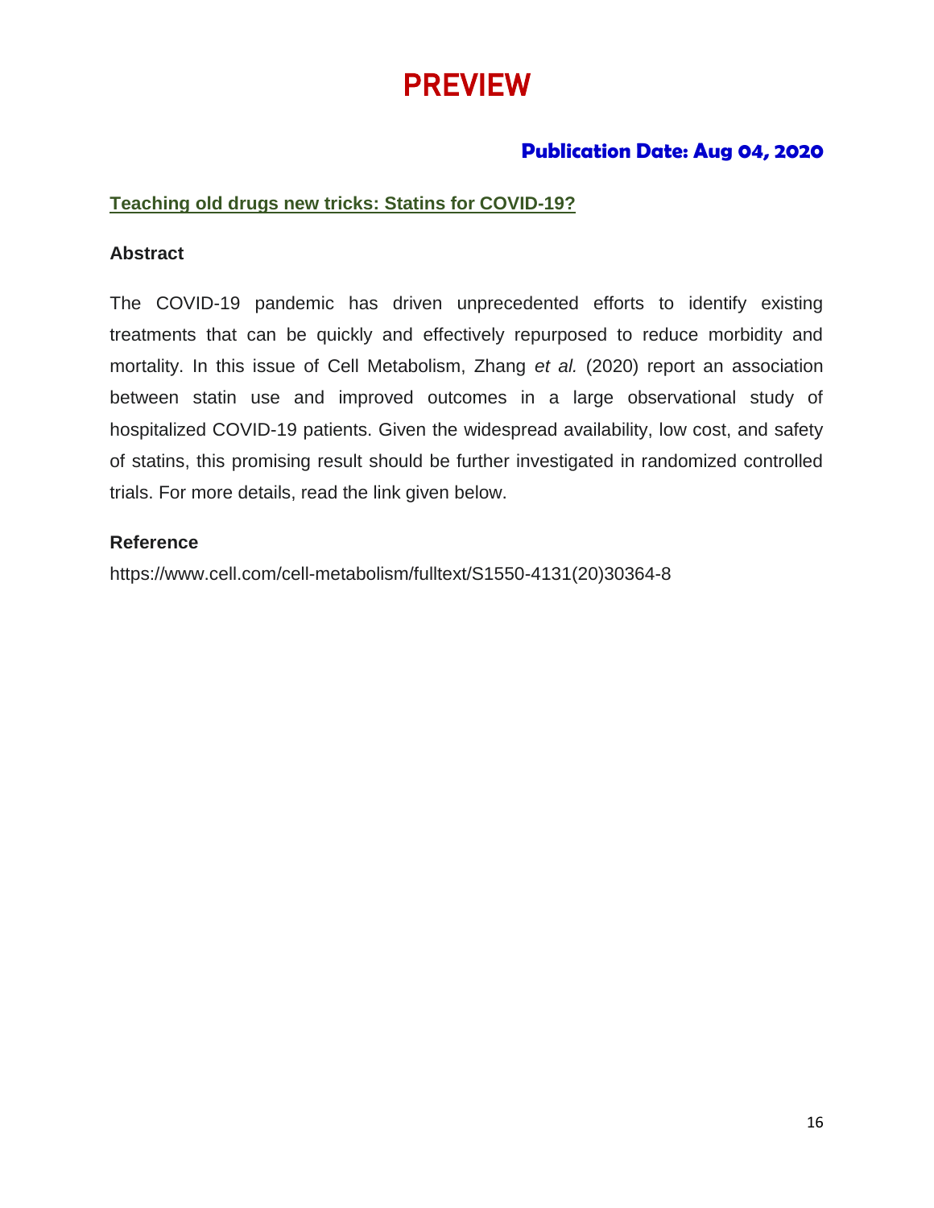# PREVIEW

**Publication Date: Aug 04, 2020**

## Teaching old drugs new tricks: Statins for COVID-19?

### Abstract

The COVID-19 pandemic has driven unprecedented efforts to identify existing treatments that can be quickly and effectively repurposed to reduce morbidity and mortality. In this issue of Cell Metabolism, Zhang *et al.* (2020) report an association between statin use and improved outcomes in a large observational study of hospitalized COVID-19 patients. Given the widespread availability, low cost, and safety of statins, this promising result should be further investigated in randomized controlled trials. For more details, read the link given below.

### Reference

https://www.cell.com/cell-metabolism/fulltext/S1550-4131(20)30364-8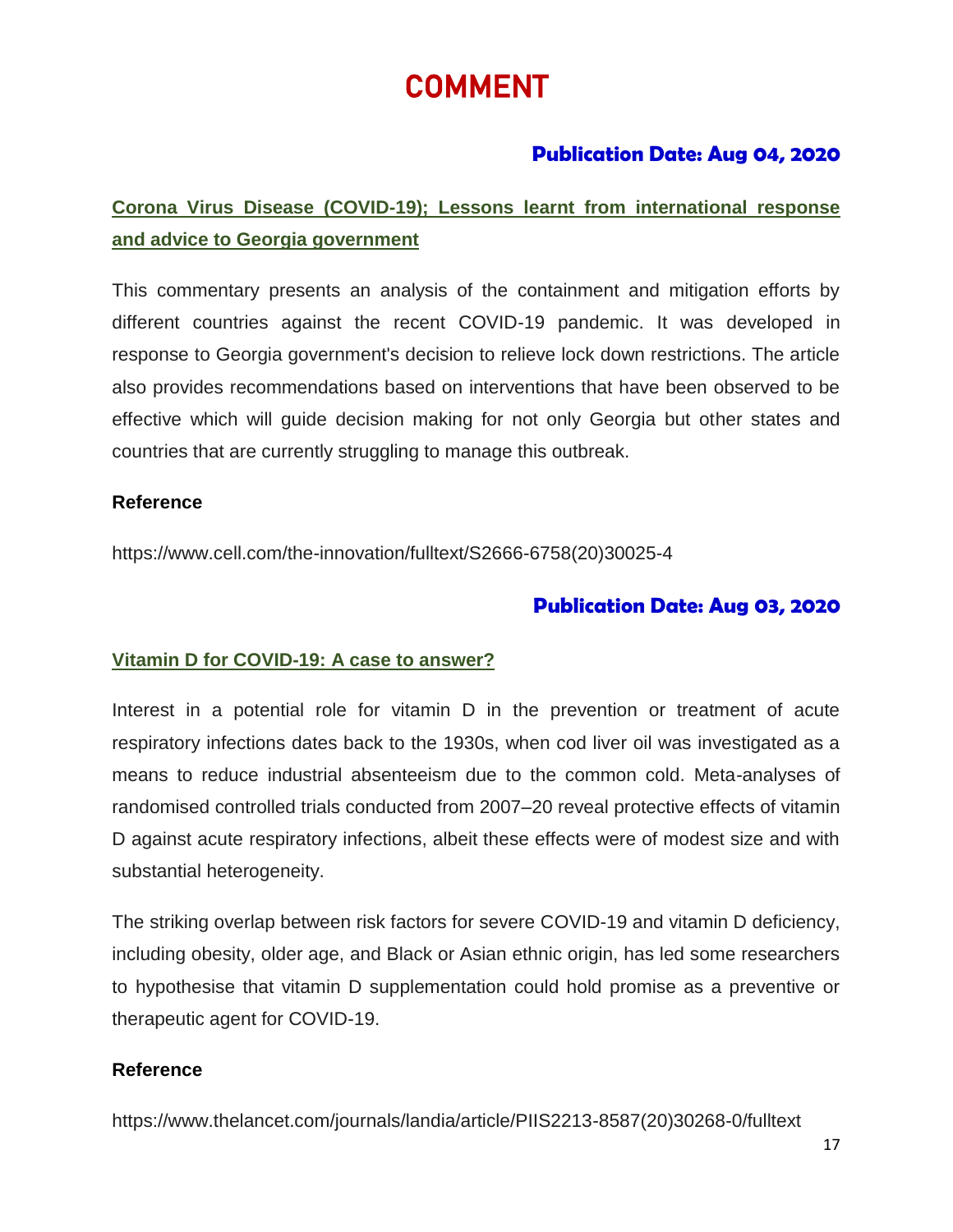# COMMENT

### Publication Date: Aug 04, 2020

**Corona Virus Disease (COVID-19); Lessons learnt from international response and advice to Georgia government**

This commentary presents an analysis of the containment and mitigation efforts by different countries against the recent COVID-19 pandemic. It was developed in response to Georgia government's decision to relieve lock down restrictions. The article also provides recommendations based on interventions that have been observed to be effective which will guide decision making for not only Georgia but other states and countries that are currently struggling to manage this outbreak.

**Reference**

https://www.cell.com/the-innovation/fulltext/S2666-6758(20)30025-4

### Publication Date: Aug 03, 2020

**Vitamin D for COVID-19: A case to answer?**

Interest in a potential role for vitamin D in the prevention or treatment of acute respiratory infections dates back to the 1930s, when cod liver oil was investigated as a means to reduce industrial absenteeism due to the common cold. Meta-analyses of randomised controlled trials conducted from 2007–20 reveal protective effects of vitamin D against acute respiratory infections, albeit these effects were of modest size and with substantial heterogeneity.

The striking overlap between risk factors for severe COVID-19 and vitamin D deficiency, including obesity, older age, and Black or Asian ethnic origin, has led some researchers to hypothesise that vitamin D supplementation could hold promise as a preventive or therapeutic agent for COVID-19.

**Reference**

https://www.thelancet.com/journals/landia/article/PIIS2213-8587(20)30268-0/fulltext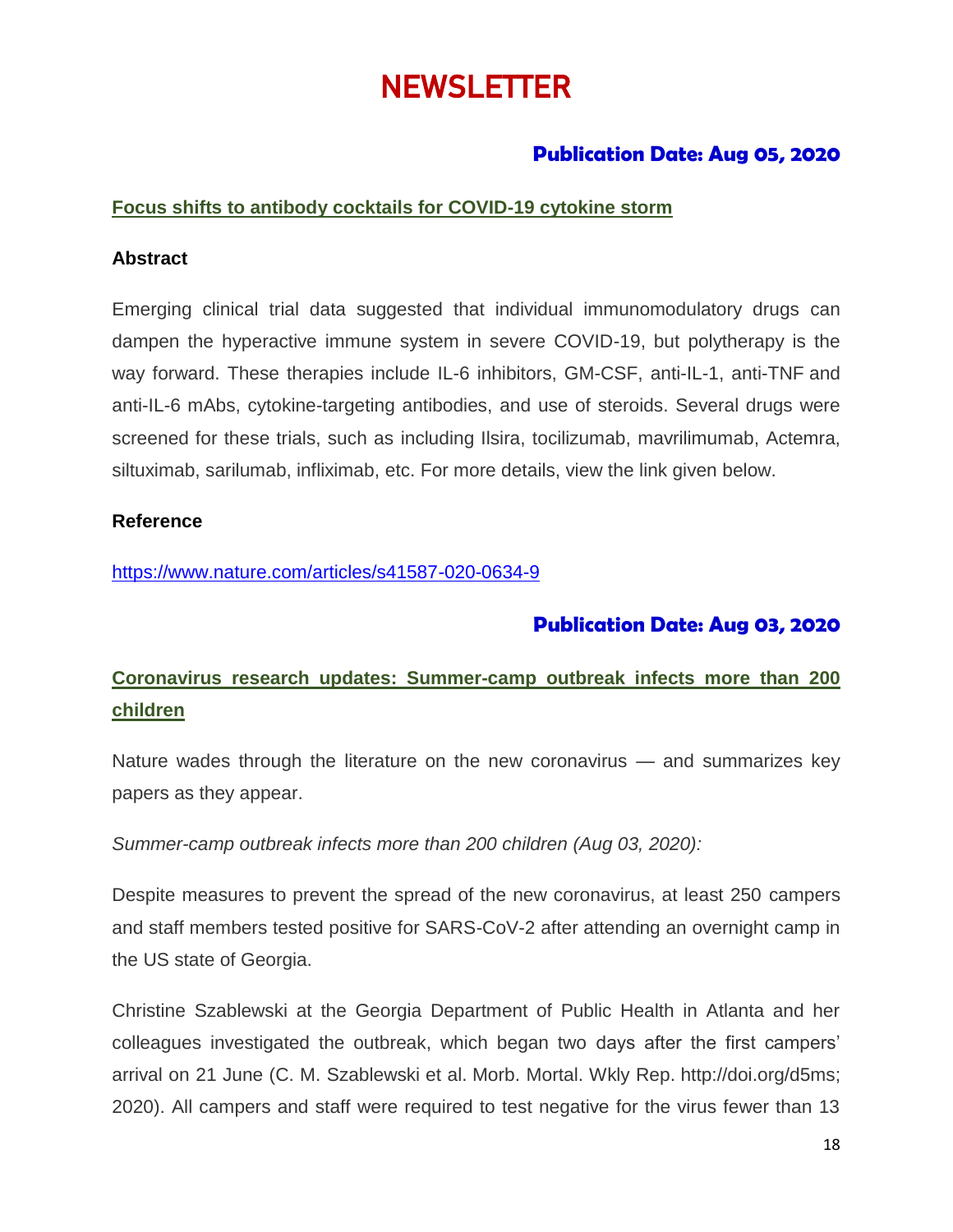# NEWSLETTER

**Publication Date: Aug 05, 2020**

## Focus shifts to antibody cocktails for COVID-19 cytokine storm

### Abstract

Emerging clinical trial data suggested that individual immunomodulatory drugs can dampen the hyperactive immune system in severe COVID-19, but polytherapy is the way forward. These therapies include IL-6 inhibitors, GM-CSF, anti-IL-1, anti-TNF and anti-IL-6 mAbs, cytokine-targeting antibodies, and use of steroids. Several drugs were screened for these trials, such as including Ilsira, tocilizumab, mavrilimumab, Actemra, siltuximab, sarilumab, infliximab, etc. For more details, view the link given below.

### Reference

https://www.nature.com/articles/s41587-020-0634-9

**Publication Date: Aug 03, 2020**

## Coronavirus research updates: Summer-camp outbreak infects more than 200 children

Nature wades through the literature on the new coronavirus — and summarizes key papers as they appear.

*Summer-camp outbreak infects more than 200 children (Aug 03, 2020):*

Despite measures to prevent the spread of the new coronavirus, at least 250 campers and staff members tested positive for SARS-CoV-2 after attending an overnight camp in the US state of Georgia.

Christine Szablewski at the Georgia Department of Public Health in Atlanta and her colleagues investigated the outbreak, which began two days after the first campers' arrival on 21 June (C. M. Szablewski et al. Morb. Mortal. Wkly Rep. http://doi.org/d5ms; 2020). All campers and staff were required to test negative for the virus fewer than 13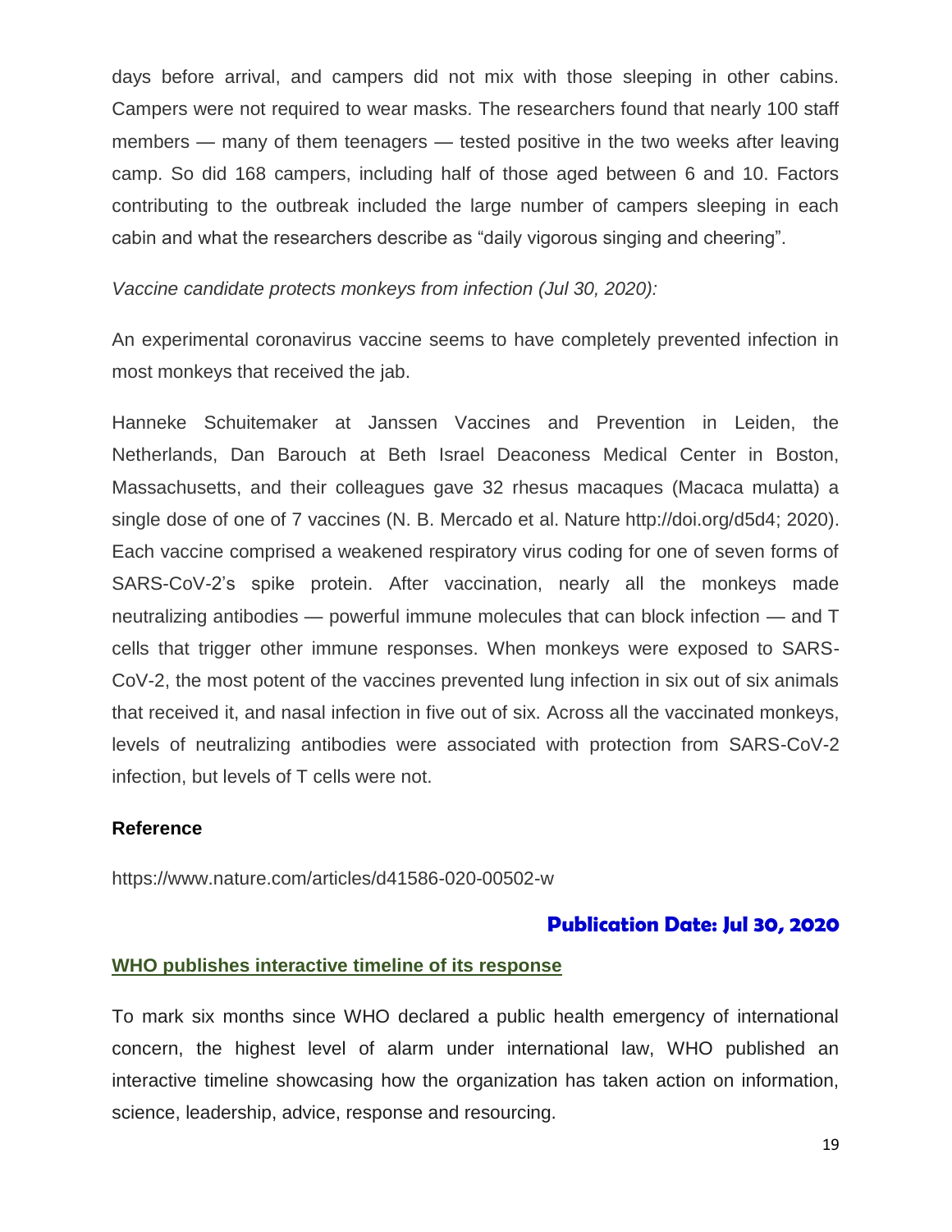days before arrival, and campers did not mix with those sleeping in other cabins. Campers were not required to wear masks. The researchers found that nearly 100 staff members — many of them teenagers — tested positive in the two weeks after leaving camp. So did 168 campers, including half of those aged between 6 and 10. Factors contributing to the outbreak included the large number of campers sleeping in each cabin and what the researchers describe as "daily vigorous singing and cheering".

*Vaccine candidate protects monkeys from infection (Jul 30, 2020):*

An experimental coronavirus vaccine seems to have completely prevented infection in most monkeys that received the jab.

Hanneke Schuitemaker at Janssen Vaccines and Prevention in Leiden, the Netherlands, Dan Barouch at Beth Israel Deaconess Medical Center in Boston, Massachusetts, and their colleagues gave 32 rhesus macaques (Macaca mulatta) a single dose of one of 7 vaccines (N. B. Mercado et al. Nature http://doi.org/d5d4; 2020). Each vaccine comprised a weakened respiratory virus coding for one of seven forms of SARS-CoV-2's spike protein. After vaccination, nearly all the monkeys made neutralizing antibodies — powerful immune molecules that can block infection — and T cells that trigger other immune responses. When monkeys were exposed to SARS-CoV-2, the most potent of the vaccines prevented lung infection in six out of six animals that received it, and nasal infection in five out of six. Across all the vaccinated monkeys, levels of neutralizing antibodies were associated with protection from SARS-CoV-2 infection, but levels of T cells were not.

**Reference**

https://www.nature.com/articles/d41586-020-00502-w

**Publication Date: Jul 30, 2020**

**WHO publishes interactive timeline of its response**

To mark six months since WHO declared a public health emergency of international concern, the highest level of alarm under international law, WHO published an interactive timeline showcasing how the organization has taken action on information, science, leadership, advice, response and resourcing.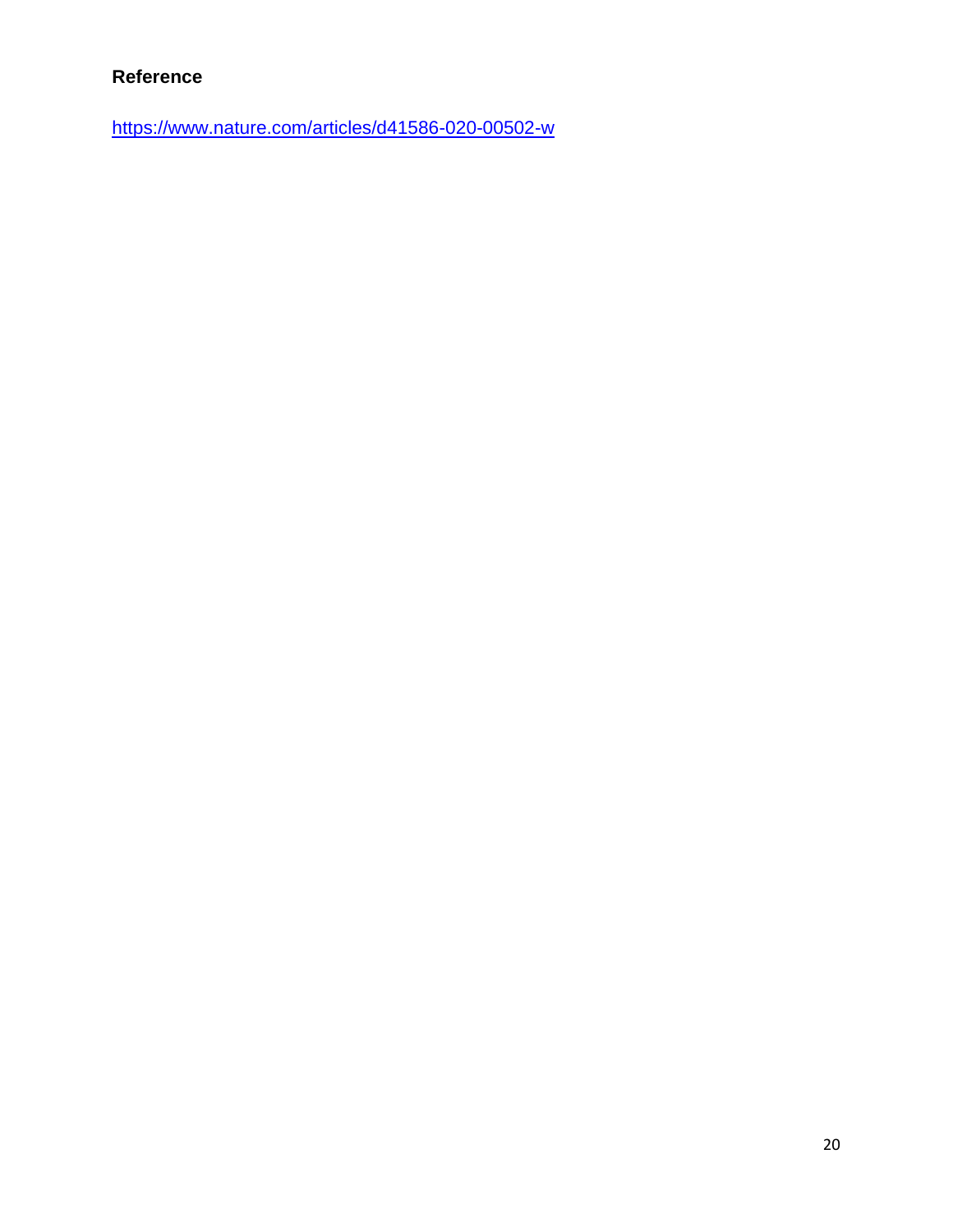**Reference**

https://www.nature.com/articles/d41586-020-00502-w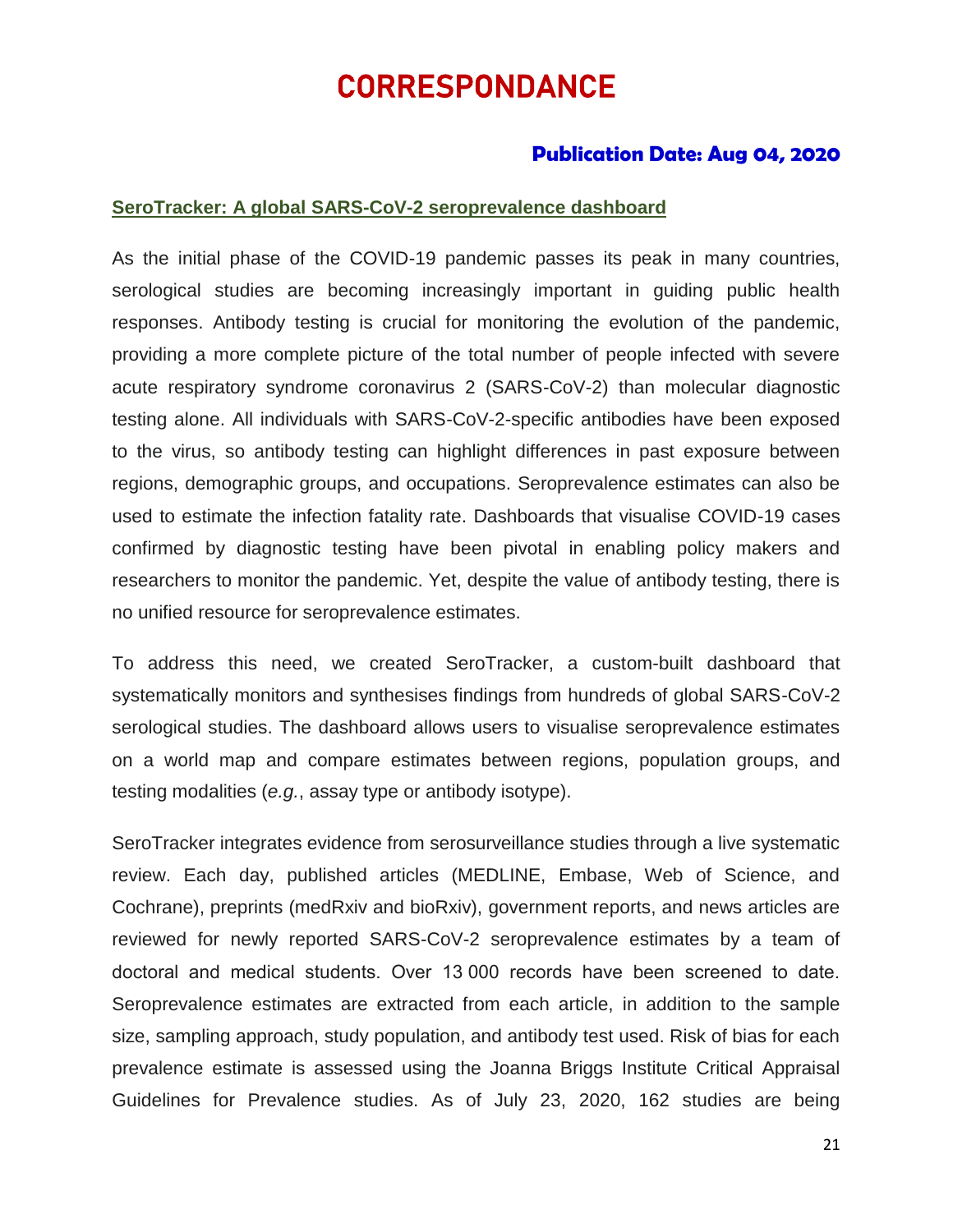# CORRESPONDANCE

**Publication Date: Aug 04, 2020**

## SeroTracker: A global SARS-CoV-2 seroprevalence dashboard

As the initial phase of the COVID-19 pandemic passes its peak in many countries, serological studies are becoming increasingly important in guiding public health responses. Antibody testing is crucial for monitoring the evolution of the pandemic, providing a more complete picture of the total number of people infected with severe acute respiratory syndrome coronavirus 2 (SARS-CoV-2) than molecular diagnostic testing alone. All individuals with SARS-CoV-2-specific antibodies have been exposed to the virus, so antibody testing can highlight differences in past exposure between regions, demographic groups, and occupations. Seroprevalence estimates can also be used to estimate the infection fatality rate. Dashboards that visualise COVID-19 cases confirmed by diagnostic testing have been pivotal in enabling policy makers and researchers to monitor the pandemic. Yet, despite the value of antibody testing, there is no unified resource for seroprevalence estimates.

To address this need, we created SeroTracker, a custom-built dashboard that systematically monitors and synthesises findings from hundreds of global SARS-CoV-2 serological studies. The dashboard allows users to visualise seroprevalence estimates on a world map and compare estimates between regions, population groups, and testing modalities (*e.g.*, assay type or antibody isotype).

SeroTracker integrates evidence from serosurveillance studies through a live systematic review. Each day, published articles (MEDLINE, Embase, Web of Science, and Cochrane), preprints (medRxiv and bioRxiv), government reports, and news articles are reviewed for newly reported SARS-CoV-2 seroprevalence estimates by a team of doctoral and medical students. Over 13 000 records have been screened to date. Seroprevalence estimates are extracted from each article, in addition to the sample size, sampling approach, study population, and antibody test used. Risk of bias for each prevalence estimate is assessed using the Joanna Briggs Institute Critical Appraisal Guidelines for Prevalence studies. As of July 23, 2020, 162 studies are being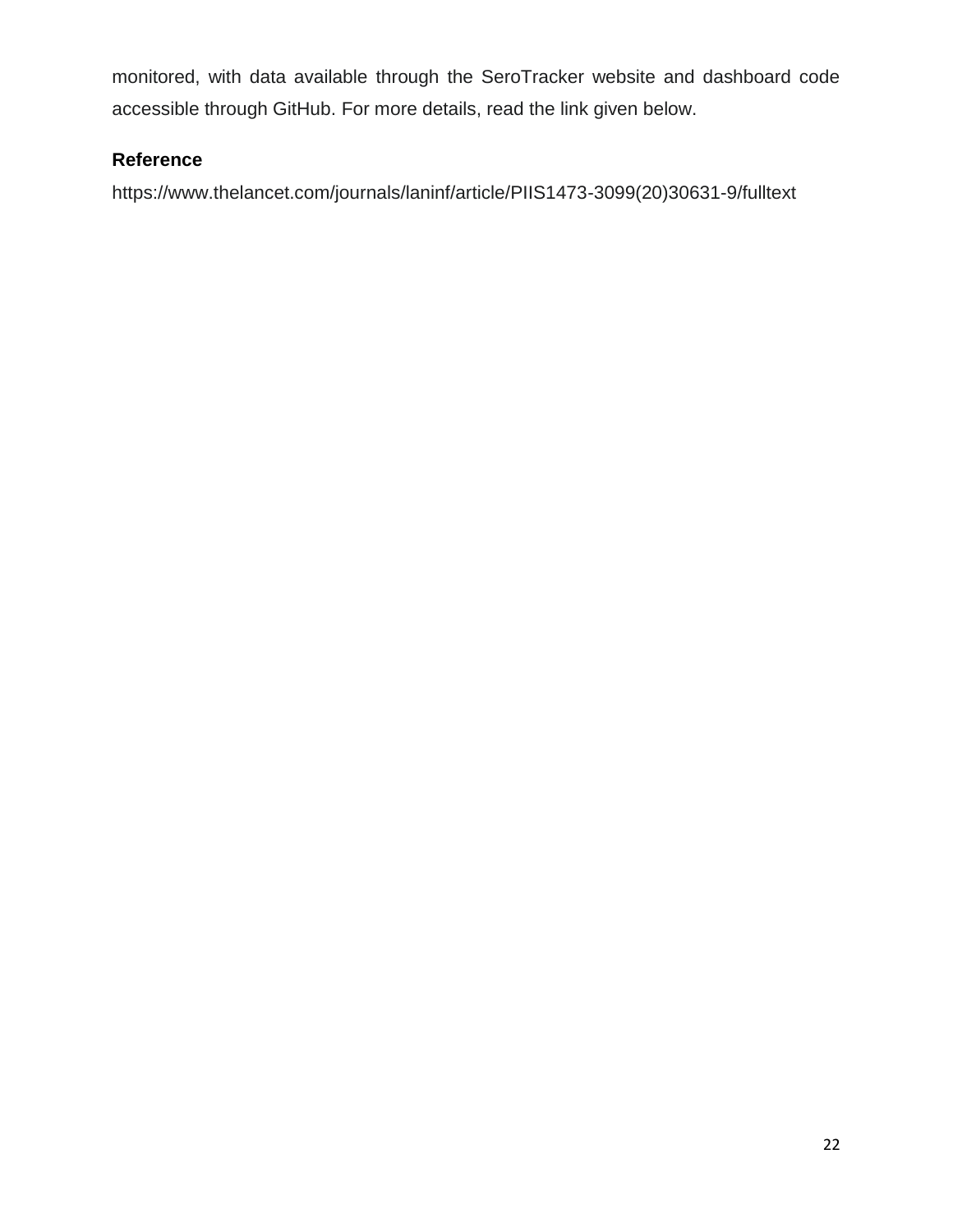monitored, with data available through the SeroTracker website and dashboard code accessible through GitHub. For more details, read the link given below.

### Reference

https://www.thelancet.com/journals/laninf/article/PIIS1473-3099(20)30631-9/fulltext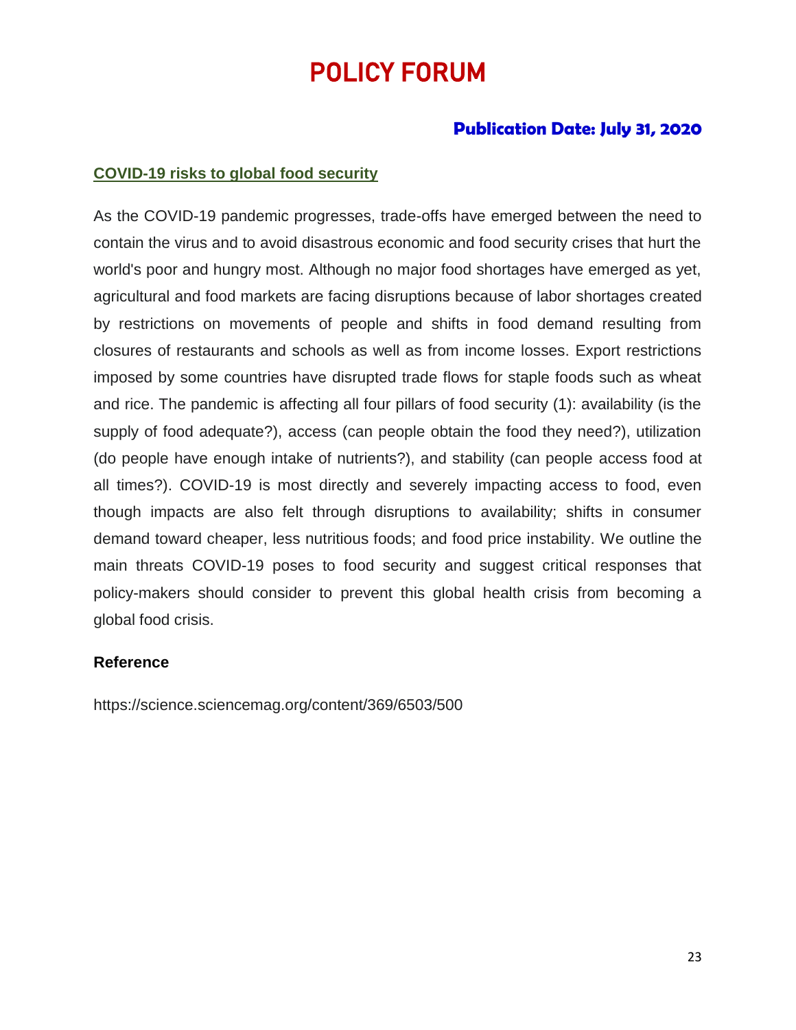# POLICY FORUM

**Publication Date: July 31, 2020**

## COVID-19 risks to global food security

As the COVID-19 pandemic progresses, trade-offs have emerged between the need to contain the virus and to avoid disastrous economic and food security crises that hurt the world's poor and hungry most. Although no major food shortages have emerged as yet, agricultural and food markets are facing disruptions because of labor shortages created by restrictions on movements of people and shifts in food demand resulting from closures of restaurants and schools as well as from income losses. Export restrictions imposed by some countries have disrupted trade flows for staple foods such as wheat and rice. The pandemic is affecting all four pillars of food security (1): availability (is the supply of food adequate?), access (can people obtain the food they need?), utilization (do people have enough intake of nutrients?), and stability (can people access food at all times?). COVID-19 is most directly and severely impacting access to food, even though impacts are also felt through disruptions to availability; shifts in consumer demand toward cheaper, less nutritious foods; and food price instability. We outline the main threats COVID-19 poses to food security and suggest critical responses that policy-makers should consider to prevent this global health crisis from becoming a global food crisis.

**Reference**

https://science.sciencemag.org/content/369/6503/500